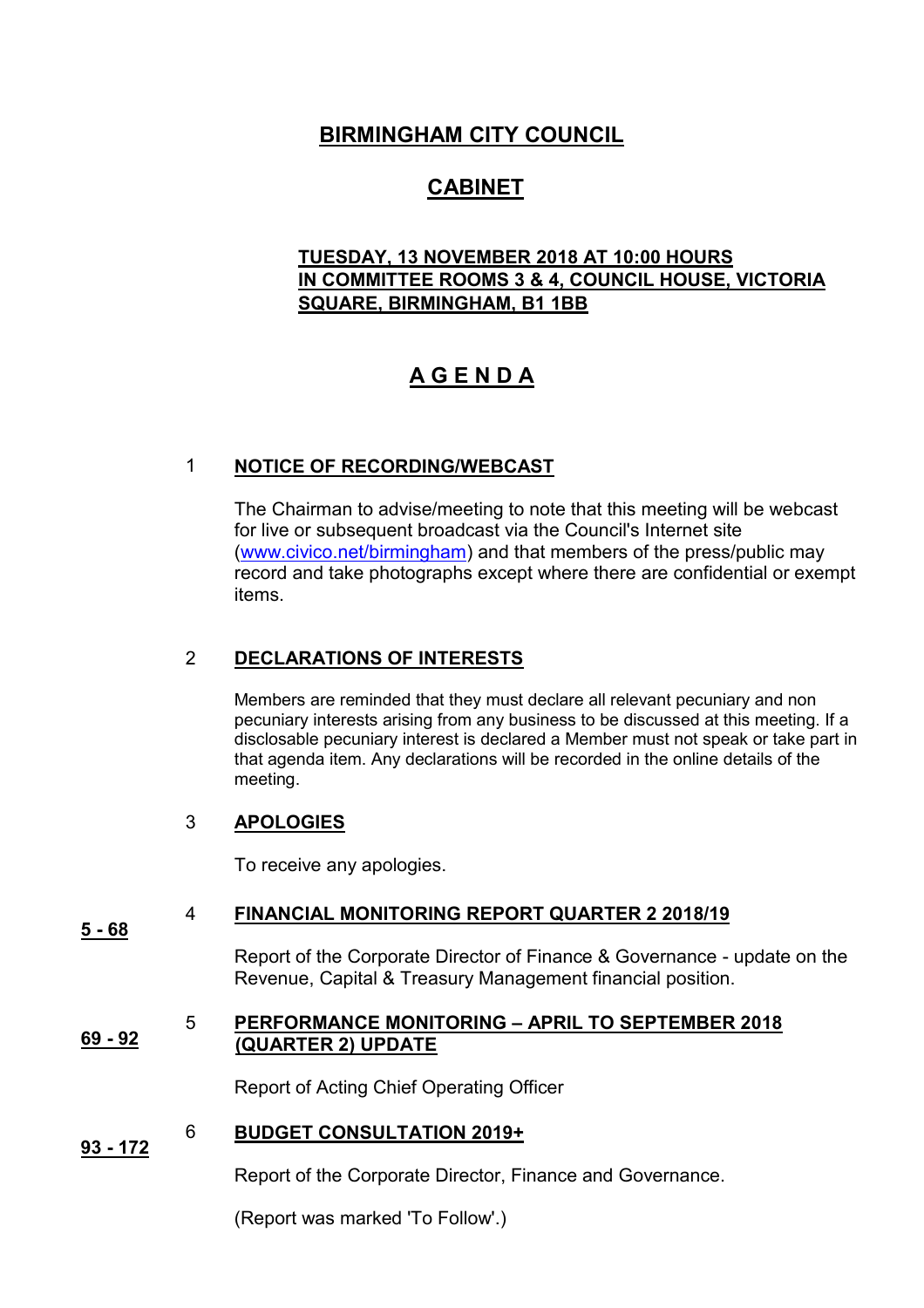# BIRMINGHAM CITY COUNCIL

# CABINET

**TUESDAY, 13 NOVEMBER 2018 AT 10:00 HOURS**
**IN COMMITTEE ROOMS 3 & 4, COUNCIL HOUSE, VICTORIA SQUARE, BIRMINGHAM, B1 1BB**

# A G E N D A

## 1 NOTICE OF RECORDING/WEBCAST

The Chairman to advise/meeting to note that this meeting will be webcast for live or subsequent broadcast via the Council's Internet site (www.civico.net/birmingham) and that members of the press/public may record and take photographs except where there are confidential or exempt items.

## 2 DECLARATIONS OF INTERESTS

Members are reminded that they must declare all relevant pecuniary and non pecuniary interests arising from any business to be discussed at this meeting. If a disclosable pecuniary interest is declared a Member must not speak or take part in that agenda item. Any declarations will be recorded in the online details of the meeting.

## 3 APOLOGIES

To receive any apologies.

## 4 FINANCIAL MONITORING REPORT QUARTER 2 2018/19

**5 - 68**

Report of the Corporate Director of Finance & Governance - update on the Revenue, Capital & Treasury Management financial position.

## 5 PERFORMANCE MONITORING – APRIL TO SEPTEMBER 2018 (QUARTER 2) UPDATE

**69 - 92**

Report of Acting Chief Operating Officer

## 6 BUDGET CONSULTATION 2019+

**93 - 172**

Report of the Corporate Director, Finance and Governance.

(Report was marked 'To Follow'.)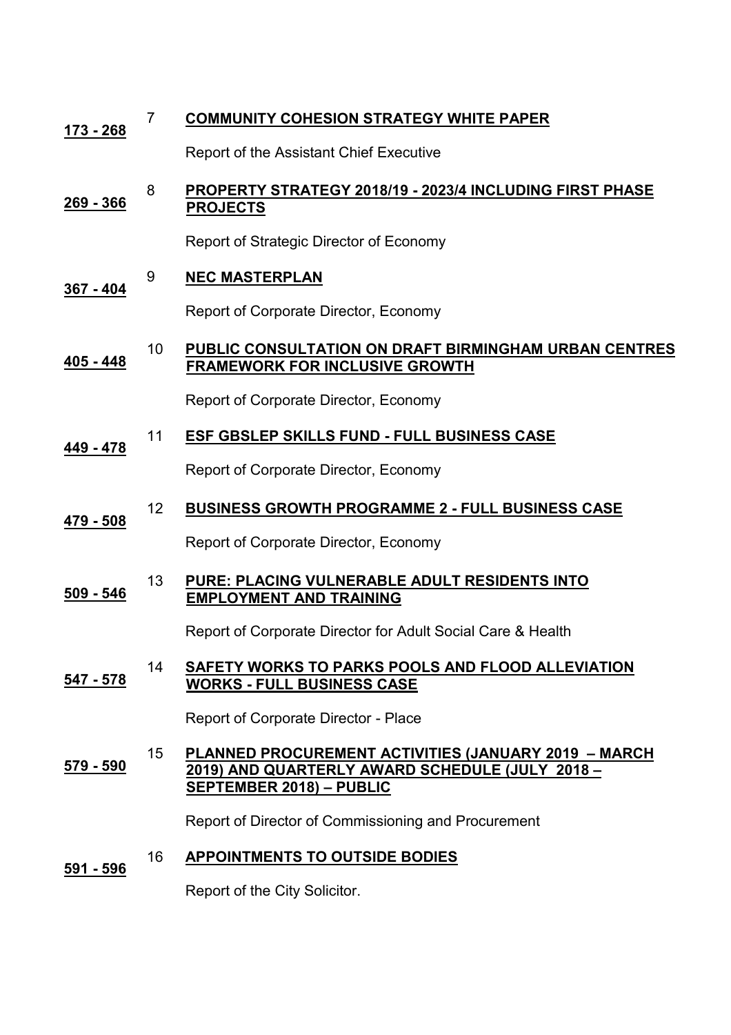**173 - 268** 7 **COMMUNITY COHESION STRATEGY WHITE PAPER**

Report of the Assistant Chief Executive

**269 - 366** 8 **PROPERTY STRATEGY 2018/19 - 2023/4 INCLUDING FIRST PHASE PROJECTS**

Report of Strategic Director of Economy

**367 - 404** 9 **NEC MASTERPLAN**

Report of Corporate Director, Economy

**405 - 448** 10 **PUBLIC CONSULTATION ON DRAFT BIRMINGHAM URBAN CENTRES FRAMEWORK FOR INCLUSIVE GROWTH**

Report of Corporate Director, Economy

**449 - 478** 11 **ESF GBSLEP SKILLS FUND - FULL BUSINESS CASE**

Report of Corporate Director, Economy

**479 - 508** 12 **BUSINESS GROWTH PROGRAMME 2 - FULL BUSINESS CASE**

Report of Corporate Director, Economy

**509 - 546** 13 **PURE: PLACING VULNERABLE ADULT RESIDENTS INTO EMPLOYMENT AND TRAINING**

Report of Corporate Director for Adult Social Care & Health

**547 - 578** 14 **SAFETY WORKS TO PARKS POOLS AND FLOOD ALLEVIATION WORKS - FULL BUSINESS CASE**

Report of Corporate Director - Place

**579 - 590** 15 **PLANNED PROCUREMENT ACTIVITIES (JANUARY 2019 – MARCH 2019) AND QUARTERLY AWARD SCHEDULE (JULY 2018 – SEPTEMBER 2018) – PUBLIC**

Report of Director of Commissioning and Procurement

**591 - 596** 16 **APPOINTMENTS TO OUTSIDE BODIES**

Report of the City Solicitor.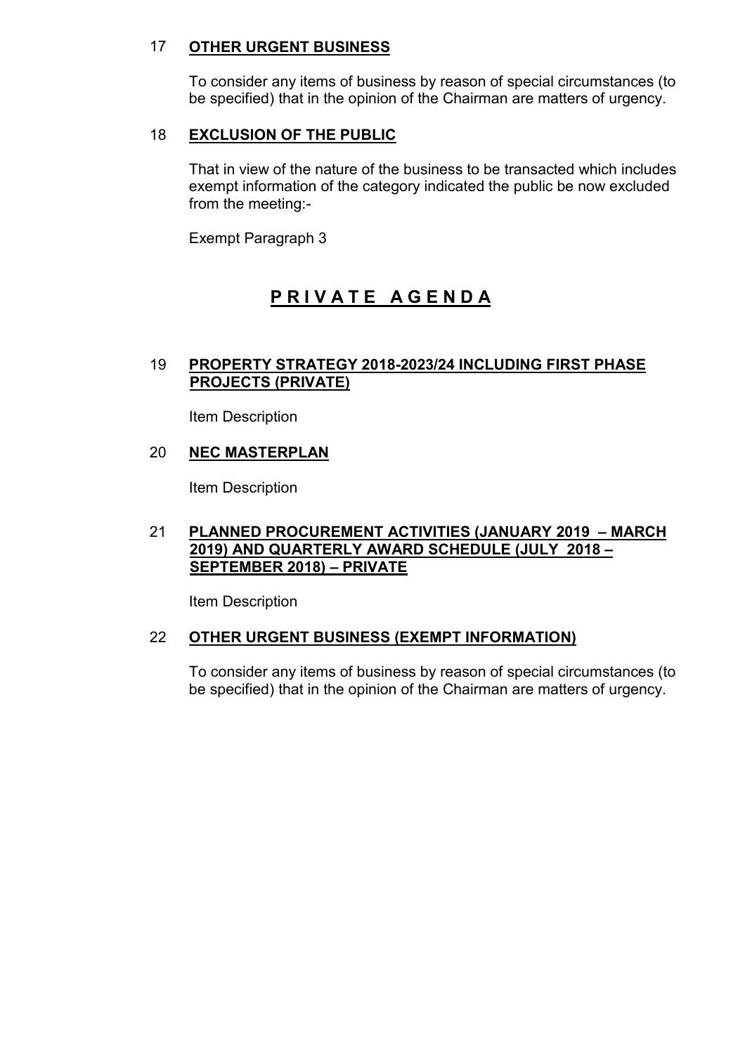17 **OTHER URGENT BUSINESS**

To consider any items of business by reason of special circumstances (to be specified) that in the opinion of the Chairman are matters of urgency.

18 **EXCLUSION OF THE PUBLIC**

That in view of the nature of the business to be transacted which includes exempt information of the category indicated the public be now excluded from the meeting:-

Exempt Paragraph 3

# P R I V A T E   A G E N D A

19 **PROPERTY STRATEGY 2018-2023/24 INCLUDING FIRST PHASE PROJECTS (PRIVATE)**

Item Description

20 **NEC MASTERPLAN**

Item Description

21 **PLANNED PROCUREMENT ACTIVITIES (JANUARY 2019 – MARCH 2019) AND QUARTERLY AWARD SCHEDULE (JULY 2018 – SEPTEMBER 2018) – PRIVATE**

Item Description

22 **OTHER URGENT BUSINESS (EXEMPT INFORMATION)**

To consider any items of business by reason of special circumstances (to be specified) that in the opinion of the Chairman are matters of urgency.